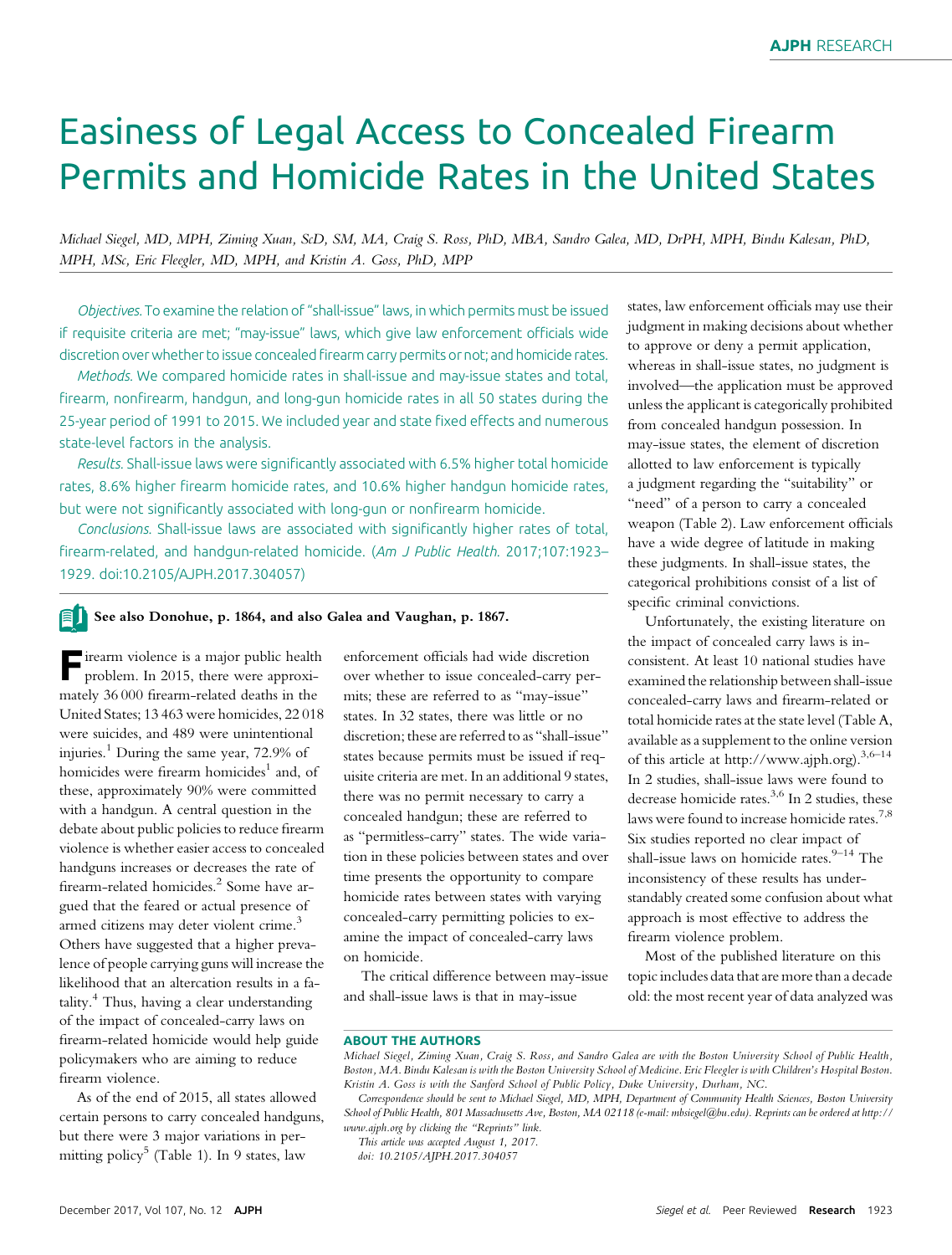# Easiness of Legal Access to Concealed Firearm Permits and Homicide Rates in the United States

*Michael Siegel, MD, MPH, Ziming Xuan, ScD, SM, MA, Craig S. Ross, PhD, MBA, Sandro Galea, MD, DrPH, MPH, Bindu Kalesan, PhD, MPH, MSc, Eric Fleegler, MD, MPH, and Kristin A. Goss, PhD, MPP*

*Objectives.* To examine the relation of "shall-issue" laws, in which permits must be issued if requisite criteria are met; "may-issue" laws, which give law enforcement officials wide discretion over whether to issue concealed firearm carry permits or not; and homicide rates.

*Methods.* We compared homicide rates in shall-issue and may-issue states and total, firearm, nonfirearm, handgun, and long-gun homicide rates in all 50 states during the 25-year period of 1991 to 2015. We included year and state fixed effects and numerous state-level factors in the analysis.

*Results.* Shall-issue laws were significantly associated with 6.5% higher total homicide rates, 8.6% higher firearm homicide rates, and 10.6% higher handgun homicide rates, but were not significantly associated with long-gun or nonfirearm homicide.

*Conclusions.* Shall-issue laws are associated with significantly higher rates of total, firearm-related, and handgun-related homicide. (*Am J Public Health.* 2017;107:1923–1929. doi:10.2105/AJPH.2017.304057)

**See also Donohue, p. 1864, and also Galea and Vaughan, p. 1867.**

Firearm violence is a major public health problem. In 2015, there were approximately 36 000 firearm-related deaths in the United States; 13 463 were homicides, 22 018 were suicides, and 489 were unintentional injuries.[1] During the same year, 72.9% of homicides were firearm homicides[1] and, of these, approximately 90% were committed with a handgun. A central question in the debate about public policies to reduce firearm violence is whether easier access to concealed handguns increases or decreases the rate of firearm-related homicides.[2] Some have argued that the feared or actual presence of armed citizens may deter violent crime.[3] Others have suggested that a higher prevalence of people carrying guns will increase the likelihood that an altercation results in a fatality.[4] Thus, having a clear understanding of the impact of concealed-carry laws on firearm-related homicide would help guide policymakers who are aiming to reduce firearm violence.

As of the end of 2015, all states allowed certain persons to carry concealed handguns, but there were 3 major variations in permitting policy[5] (Table 1). In 9 states, law enforcement officials had wide discretion over whether to issue concealed-carry permits; these are referred to as "may-issue" states. In 32 states, there was little or no discretion; these are referred to as "shall-issue" states because permits must be issued if requisite criteria are met. In an additional 9 states, there was no permit necessary to carry a concealed handgun; these are referred to as "permitless-carry" states. The wide variation in these policies between states and over time presents the opportunity to compare homicide rates between states with varying concealed-carry permitting policies to examine the impact of concealed-carry laws on homicide.

The critical difference between may-issue and shall-issue laws is that in may-issue states, law enforcement officials may use their judgment in making decisions about whether to approve or deny a permit application, whereas in shall-issue states, no judgment is involved—the application must be approved unless the applicant is categorically prohibited from concealed handgun possession. In may-issue states, the element of discretion allotted to law enforcement is typically a judgment regarding the "suitability" or "need" of a person to carry a concealed weapon (Table 2). Law enforcement officials have a wide degree of latitude in making these judgments. In shall-issue states, the categorical prohibitions consist of a list of specific criminal convictions.

Unfortunately, the existing literature on the impact of concealed carry laws is inconsistent. At least 10 national studies have examined the relationship between shall-issue concealed-carry laws and firearm-related or total homicide rates at the state level (Table A, available as a supplement to the online version of this article at http://www.ajph.org).[3,6–14] In 2 studies, shall-issue laws were found to decrease homicide rates.[3,6] In 2 studies, these laws were found to increase homicide rates.[7,8] Six studies reported no clear impact of shall-issue laws on homicide rates.[9–14] The inconsistency of these results has understandably created some confusion about what approach is most effective to address the firearm violence problem.

Most of the published literature on this topic includes data that are more than a decade old: the most recent year of data analyzed was

**ABOUT THE AUTHORS**

*Michael Siegel, Ziming Xuan, Craig S. Ross, and Sandro Galea are with the Boston University School of Public Health, Boston, MA. Bindu Kalesan is with the Boston University School of Medicine. Eric Fleegler is with Children's Hospital Boston. Kristin A. Goss is with the Sanford School of Public Policy, Duke University, Durham, NC.*

*Correspondence should be sent to Michael Siegel, MD, MPH, Department of Community Health Sciences, Boston University School of Public Health, 801 Massachusetts Ave, Boston, MA 02118 (e-mail: mbsiegel@bu.edu). Reprints can be ordered at http://www.ajph.org by clicking the "Reprints" link.*

*This article was accepted August 1, 2017.*

*doi: 10.2105/AJPH.2017.304057*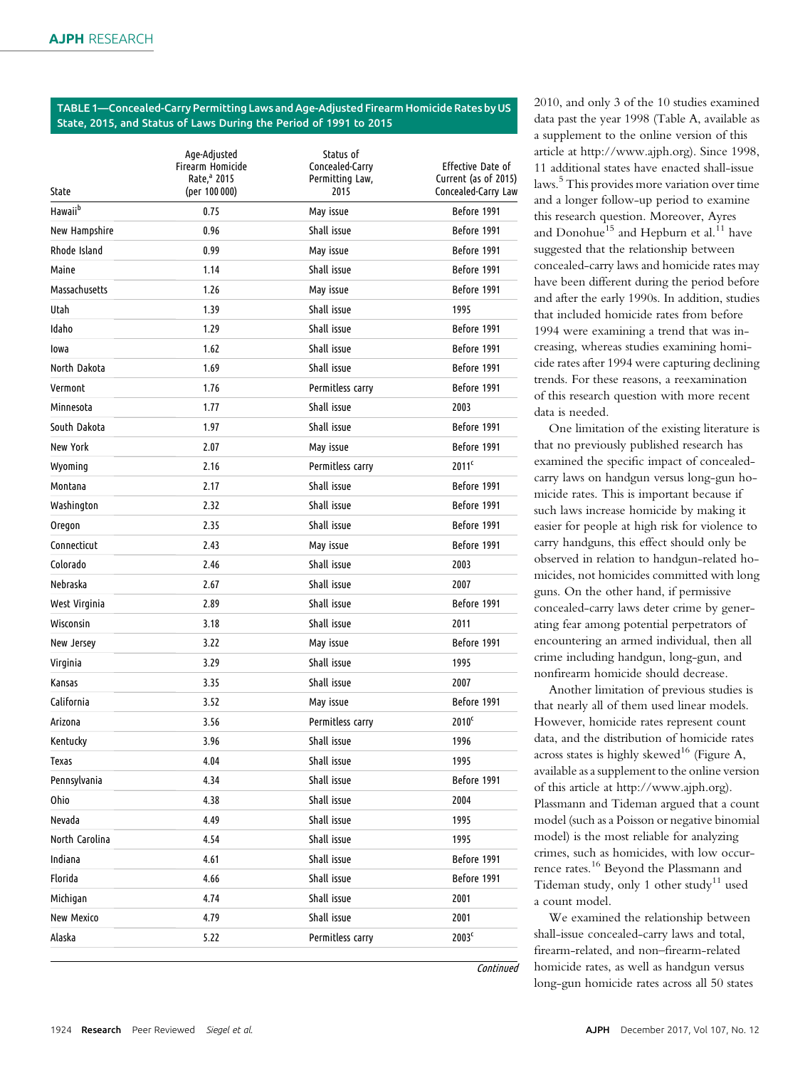TABLE 1—Concealed-Carry Permitting Laws and Age-Adjusted Firearm Homicide Rates by US State, 2015, and Status of Laws During the Period of 1991 to 2015

| State | Age-Adjusted Firearm Homicide Rate,[a] 2015 (per 100 000) | Status of Concealed-Carry Permitting Law, 2015 | Effective Date of Current (as of 2015) Concealed-Carry Law |
|---|---|---|---|
| Hawaii[b] | 0.75 | May issue | Before 1991 |
| New Hampshire | 0.96 | Shall issue | Before 1991 |
| Rhode Island | 0.99 | May issue | Before 1991 |
| Maine | 1.14 | Shall issue | Before 1991 |
| Massachusetts | 1.26 | May issue | Before 1991 |
| Utah | 1.39 | Shall issue | 1995 |
| Idaho | 1.29 | Shall issue | Before 1991 |
| Iowa | 1.62 | Shall issue | Before 1991 |
| North Dakota | 1.69 | Shall issue | Before 1991 |
| Vermont | 1.76 | Permitless carry | Before 1991 |
| Minnesota | 1.77 | Shall issue | 2003 |
| South Dakota | 1.97 | Shall issue | Before 1991 |
| New York | 2.07 | May issue | Before 1991 |
| Wyoming | 2.16 | Permitless carry | 2011[c] |
| Montana | 2.17 | Shall issue | Before 1991 |
| Washington | 2.32 | Shall issue | Before 1991 |
| Oregon | 2.35 | Shall issue | Before 1991 |
| Connecticut | 2.43 | May issue | Before 1991 |
| Colorado | 2.46 | Shall issue | 2003 |
| Nebraska | 2.67 | Shall issue | 2007 |
| West Virginia | 2.89 | Shall issue | Before 1991 |
| Wisconsin | 3.18 | Shall issue | 2011 |
| New Jersey | 3.22 | May issue | Before 1991 |
| Virginia | 3.29 | Shall issue | 1995 |
| Kansas | 3.35 | Shall issue | 2007 |
| California | 3.52 | May issue | Before 1991 |
| Arizona | 3.56 | Permitless carry | 2010[c] |
| Kentucky | 3.96 | Shall issue | 1996 |
| Texas | 4.04 | Shall issue | 1995 |
| Pennsylvania | 4.34 | Shall issue | Before 1991 |
| Ohio | 4.38 | Shall issue | 2004 |
| Nevada | 4.49 | Shall issue | 1995 |
| North Carolina | 4.54 | Shall issue | 1995 |
| Indiana | 4.61 | Shall issue | Before 1991 |
| Florida | 4.66 | Shall issue | Before 1991 |
| Michigan | 4.74 | Shall issue | 2001 |
| New Mexico | 4.79 | Shall issue | 2001 |
| Alaska | 5.22 | Permitless carry | 2003[c] |

*Continued*

2010, and only 3 of the 10 studies examined data past the year 1998 (Table A, available as a supplement to the online version of this article at http://www.ajph.org). Since 1998, 11 additional states have enacted shall-issue laws.[5] This provides more variation over time and a longer follow-up period to examine this research question. Moreover, Ayres and Donohue[15] and Hepburn et al.[11] have suggested that the relationship between concealed-carry laws and homicide rates may have been different during the period before and after the early 1990s. In addition, studies that included homicide rates from before 1994 were examining a trend that was increasing, whereas studies examining homicide rates after 1994 were capturing declining trends. For these reasons, a reexamination of this research question with more recent data is needed.

One limitation of the existing literature is that no previously published research has examined the specific impact of concealed-carry laws on handgun versus long-gun homicide rates. This is important because if such laws increase homicide by making it easier for people at high risk for violence to carry handguns, this effect should only be observed in relation to handgun-related homicides, not homicides committed with long guns. On the other hand, if permissive concealed-carry laws deter crime by generating fear among potential perpetrators of encountering an armed individual, then all crime including handgun, long-gun, and nonfirearm homicide should decrease.

Another limitation of previous studies is that nearly all of them used linear models. However, homicide rates represent count data, and the distribution of homicide rates across states is highly skewed[16] (Figure A, available as a supplement to the online version of this article at http://www.ajph.org). Plassmann and Tideman argued that a count model (such as a Poisson or negative binomial model) is the most reliable for analyzing crimes, such as homicides, with low occurrence rates.[16] Beyond the Plassmann and Tideman study, only 1 other study[11] used a count model.

We examined the relationship between shall-issue concealed-carry laws and total, firearm-related, and non–firearm-related homicide rates, as well as handgun versus long-gun homicide rates across all 50 states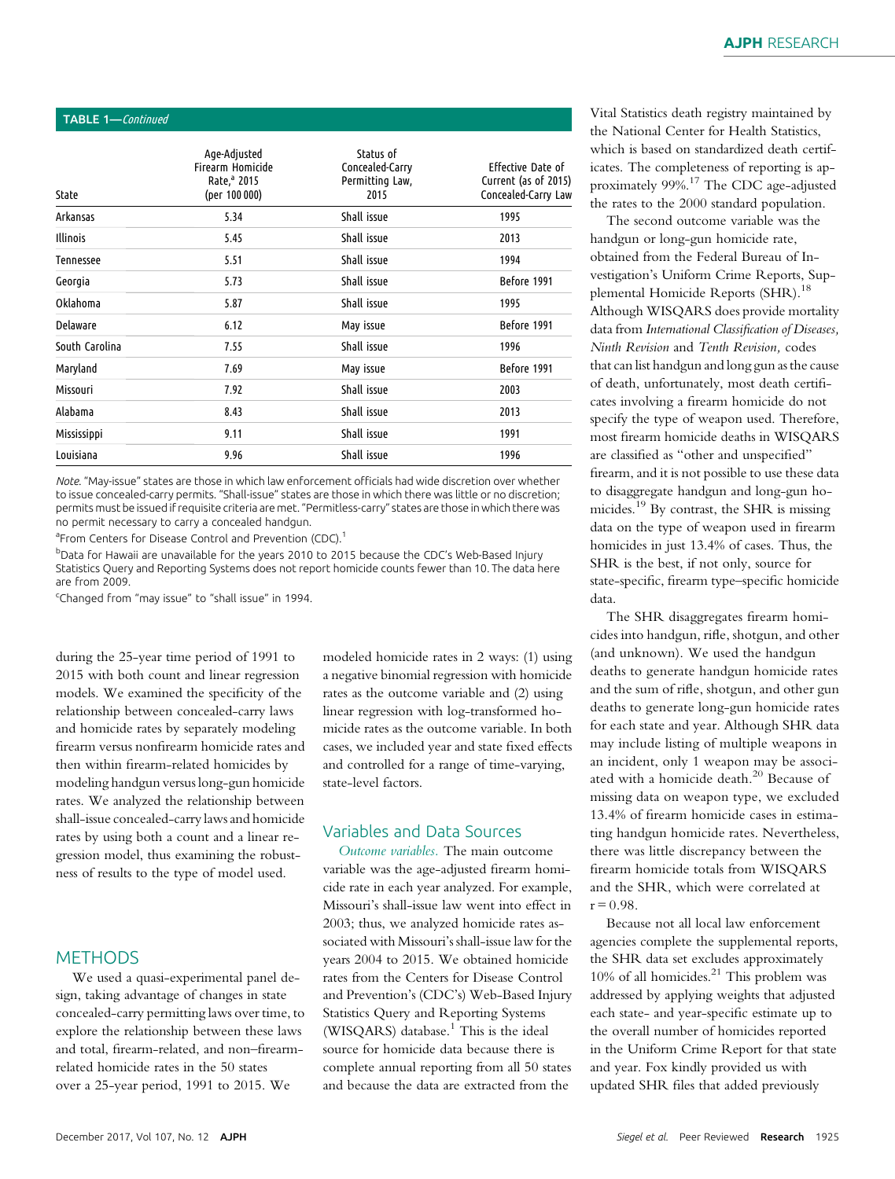**TABLE 1—***Continued*

| State | Age-Adjusted Firearm Homicide Rate,[a] 2015 (per 100 000) | Status of Concealed-Carry Permitting Law, 2015 | Effective Date of Current (as of 2015) Concealed-Carry Law |
|---|---|---|---|
| Arkansas | 5.34 | Shall issue | 1995 |
| Illinois | 5.45 | Shall issue | 2013 |
| Tennessee | 5.51 | Shall issue | 1994 |
| Georgia | 5.73 | Shall issue | Before 1991 |
| Oklahoma | 5.87 | Shall issue | 1995 |
| Delaware | 6.12 | May issue | Before 1991 |
| South Carolina | 7.55 | Shall issue | 1996 |
| Maryland | 7.69 | May issue | Before 1991 |
| Missouri | 7.92 | Shall issue | 2003 |
| Alabama | 8.43 | Shall issue | 2013 |
| Mississippi | 9.11 | Shall issue | 1991 |
| Louisiana | 9.96 | Shall issue | 1996 |

*Note.* "May-issue" states are those in which law enforcement officials had wide discretion over whether to issue concealed-carry permits. "Shall-issue" states are those in which there was little or no discretion; permits must be issued if requisite criteria are met. "Permitless-carry" states are those in which there was no permit necessary to carry a concealed handgun.

[a]From Centers for Disease Control and Prevention (CDC).[1]

[b]Data for Hawaii are unavailable for the years 2010 to 2015 because the CDC's Web-Based Injury Statistics Query and Reporting Systems does not report homicide counts fewer than 10. The data here are from 2009.

[c]Changed from "may issue" to "shall issue" in 1994.

during the 25-year time period of 1991 to 2015 with both count and linear regression models. We examined the specificity of the relationship between concealed-carry laws and homicide rates by separately modeling firearm versus nonfirearm homicide rates and then within firearm-related homicides by modeling handgun versus long-gun homicide rates. We analyzed the relationship between shall-issue concealed-carry laws and homicide rates by using both a count and a linear regression model, thus examining the robustness of results to the type of model used.

## METHODS

We used a quasi-experimental panel design, taking advantage of changes in state concealed-carry permitting laws over time, to explore the relationship between these laws and total, firearm-related, and non–firearm-related homicide rates in the 50 states over a 25-year period, 1991 to 2015. We modeled homicide rates in 2 ways: (1) using a negative binomial regression with homicide rates as the outcome variable and (2) using linear regression with log-transformed homicide rates as the outcome variable. In both cases, we included year and state fixed effects and controlled for a range of time-varying, state-level factors.

### Variables and Data Sources

*Outcome variables.* The main outcome variable was the age-adjusted firearm homicide rate in each year analyzed. For example, Missouri's shall-issue law went into effect in 2003; thus, we analyzed homicide rates associated with Missouri's shall-issue law for the years 2004 to 2015. We obtained homicide rates from the Centers for Disease Control and Prevention's (CDC's) Web-Based Injury Statistics Query and Reporting Systems (WISQARS) database.[1] This is the ideal source for homicide data because there is complete annual reporting from all 50 states and because the data are extracted from the Vital Statistics death registry maintained by the National Center for Health Statistics, which is based on standardized death certificates. The completeness of reporting is approximately 99%.[17] The CDC age-adjusted the rates to the 2000 standard population.

The second outcome variable was the handgun or long-gun homicide rate, obtained from the Federal Bureau of Investigation's Uniform Crime Reports, Supplemental Homicide Reports (SHR).[18] Although WISQARS does provide mortality data from *International Classification of Diseases, Ninth Revision* and *Tenth Revision,* codes that can list handgun and long gun as the cause of death, unfortunately, most death certificates involving a firearm homicide do not specify the type of weapon used. Therefore, most firearm homicide deaths in WISQARS are classified as "other and unspecified" firearm, and it is not possible to use these data to disaggregate handgun and long-gun homicides.[19] By contrast, the SHR is missing data on the type of weapon used in firearm homicides in just 13.4% of cases. Thus, the SHR is the best, if not only, source for state-specific, firearm type–specific homicide data.

The SHR disaggregates firearm homicides into handgun, rifle, shotgun, and other (and unknown). We used the handgun deaths to generate handgun homicide rates and the sum of rifle, shotgun, and other gun deaths to generate long-gun homicide rates for each state and year. Although SHR data may include listing of multiple weapons in an incident, only 1 weapon may be associated with a homicide death.[20] Because of missing data on weapon type, we excluded 13.4% of firearm homicide cases in estimating handgun homicide rates. Nevertheless, there was little discrepancy between the firearm homicide totals from WISQARS and the SHR, which were correlated at $r = 0.98$.

Because not all local law enforcement agencies complete the supplemental reports, the SHR data set excludes approximately 10% of all homicides.[21] This problem was addressed by applying weights that adjusted each state- and year-specific estimate up to the overall number of homicides reported in the Uniform Crime Report for that state and year. Fox kindly provided us with updated SHR files that added previously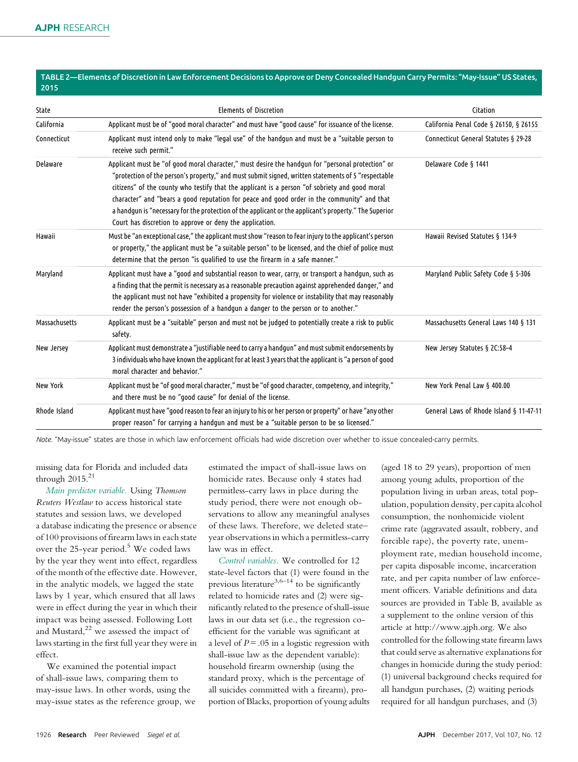**TABLE 2—Elements of Discretion in Law Enforcement Decisions to Approve or Deny Concealed Handgun Carry Permits: "May-Issue" US States, 2015**

| State | Elements of Discretion | Citation |
|---|---|---|
| California | Applicant must be of "good moral character" and must have "good cause" for issuance of the license. | California Penal Code § 26150, § 26155 |
| Connecticut | Applicant must intend only to make "legal use" of the handgun and must be a "suitable person to receive such permit." | Connecticut General Statutes § 29-28 |
| Delaware | Applicant must be "of good moral character," must desire the handgun for "personal protection" or "protection of the person's property," and must submit signed, written statements of 5 "respectable citizens" of the county who testify that the applicant is a person "of sobriety and good moral character" and "bears a good reputation for peace and good order in the community" and that a handgun is "necessary for the protection of the applicant or the applicant's property." The Superior Court has discretion to approve or deny the application. | Delaware Code § 1441 |
| Hawaii | Must be "an exceptional case," the applicant must show "reason to fear injury to the applicant's person or property," the applicant must be "a suitable person" to be licensed, and the chief of police must determine that the person "is qualified to use the firearm in a safe manner." | Hawaii Revised Statutes § 134-9 |
| Maryland | Applicant must have a "good and substantial reason to wear, carry, or transport a handgun, such as a finding that the permit is necessary as a reasonable precaution against apprehended danger," and the applicant must not have "exhibited a propensity for violence or instability that may reasonably render the person's possession of a handgun a danger to the person or to another." | Maryland Public Safety Code § 5-306 |
| Massachusetts | Applicant must be a "suitable" person and must not be judged to potentially create a risk to public safety. | Massachusetts General Laws 140 § 131 |
| New Jersey | Applicant must demonstrate a "justifiable need to carry a handgun" and must submit endorsements by 3 individuals who have known the applicant for at least 3 years that the applicant is "a person of good moral character and behavior." | New Jersey Statutes § 2C:58-4 |
| New York | Applicant must be "of good moral character," must be "of good character, competency, and integrity," and there must be no "good cause" for denial of the license. | New York Penal Law § 400.00 |
| Rhode Island | Applicant must have "good reason to fear an injury to his or her person or property" or have "any other proper reason" for carrying a handgun and must be a "suitable person to be so licensed." | General Laws of Rhode Island § 11-47-11 |

*Note.* "May-issue" states are those in which law enforcement officials had wide discretion over whether to issue concealed-carry permits.

missing data for Florida and included data through 2015.[21]

*Main predictor variable.* Using *Thomson Reuters Westlaw* to access historical state statutes and session laws, we developed a database indicating the presence or absence of 100 provisions of firearm laws in each state over the 25-year period.[5] We coded laws by the year they went into effect, regardless of the month of the effective date. However, in the analytic models, we lagged the state laws by 1 year, which ensured that all laws were in effect during the year in which their impact was being assessed. Following Lott and Mustard,[22] we assessed the impact of laws starting in the first full year they were in effect.

We examined the potential impact of shall-issue laws, comparing them to may-issue laws. In other words, using the may-issue states as the reference group, we estimated the impact of shall-issue laws on homicide rates. Because only 4 states had permitless-carry laws in place during the study period, there were not enough observations to allow any meaningful analyses of these laws. Therefore, we deleted state–year observations in which a permitless-carry law was in effect.

*Control variables.* We controlled for 12 state-level factors that (1) were found in the previous literature[3,6–14] to be significantly related to homicide rates and (2) were significantly related to the presence of shall-issue laws in our data set (i.e., the regression coefficient for the variable was significant at a level of $P = .05$ in a logistic regression with shall-issue law as the dependent variable): household firearm ownership (using the standard proxy, which is the percentage of all suicides committed with a firearm), proportion of Blacks, proportion of young adults (aged 18 to 29 years), proportion of men among young adults, proportion of the population living in urban areas, total population, population density, per capita alcohol consumption, the nonhomicide violent crime rate (aggravated assault, robbery, and forcible rape), the poverty rate, unemployment rate, median household income, per capita disposable income, incarceration rate, and per capita number of law enforcement officers. Variable definitions and data sources are provided in Table B, available as a supplement to the online version of this article at http://www.ajph.org. We also controlled for the following state firearm laws that could serve as alternative explanations for changes in homicide during the study period: (1) universal background checks required for all handgun purchases, (2) waiting periods required for all handgun purchases, and (3)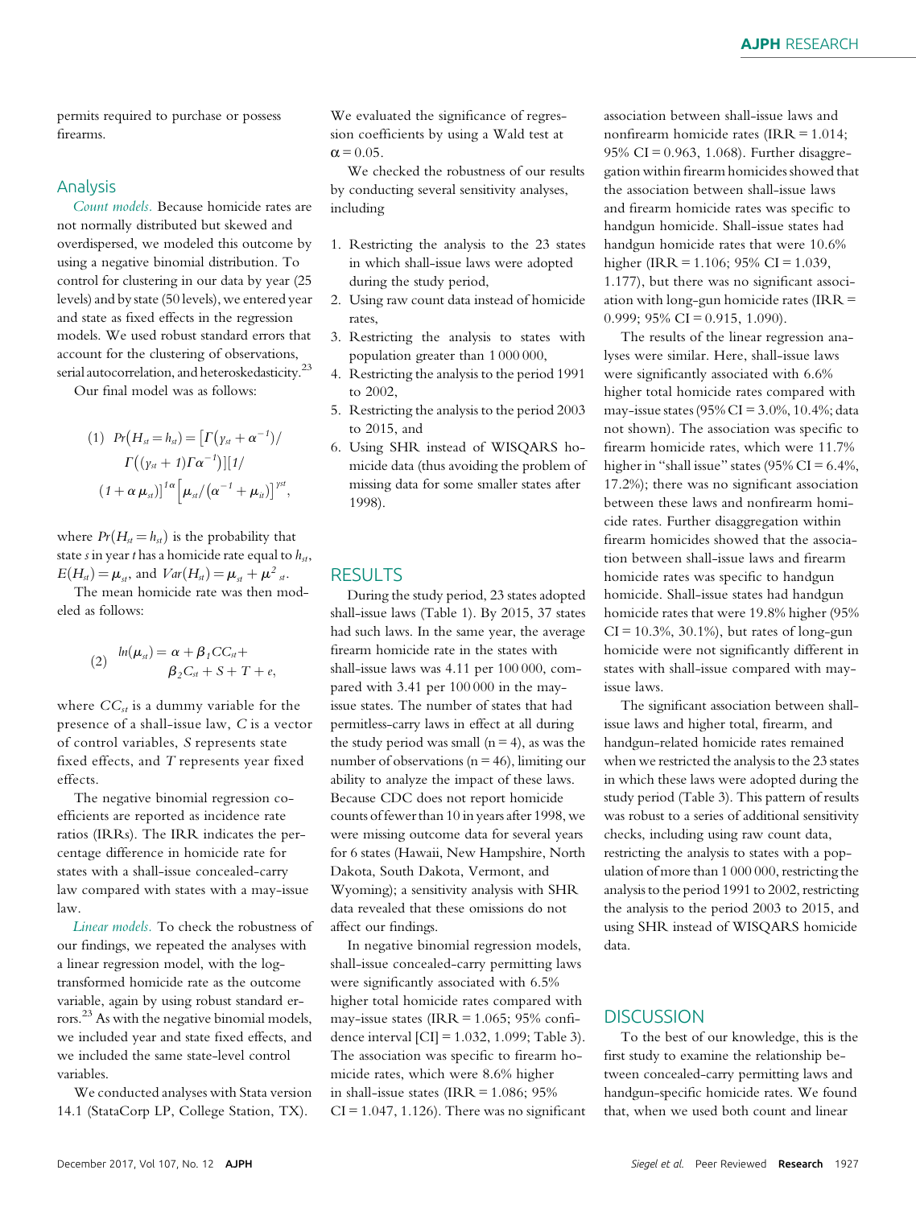permits required to purchase or possess firearms.

## Analysis

*Count models.* Because homicide rates are not normally distributed but skewed and overdispersed, we modeled this outcome by using a negative binomial distribution. To control for clustering in our data by year (25 levels) and by state (50 levels), we entered year and state as fixed effects in the regression models. We used robust standard errors that account for the clustering of observations, serial autocorrelation, and heteroskedasticity.[23]

Our final model was as follows:

$$(1)\quad Pr(H_{st} = h_{st}) = \left[\Gamma\left(\gamma_{st} + \alpha^{-1}\right)/\Gamma\left((\gamma_{st}+1)\Gamma\alpha^{-1}\right)\right]\left[1/(1+\alpha\mu_{st})\right]^{1\alpha}\left[\mu_{st}/\left(\alpha^{-1}+\mu_{st}\right)\right]^{\gamma st},$$

where $Pr(H_{st} = h_{st})$ is the probability that state $s$ in year $t$ has a homicide rate equal to $h_{st}$, $E(H_{st}) = \mu_{st}$, and $Var(H_{st}) = \mu_{st} + \mu^2{}_{st}$.

The mean homicide rate was then modeled as follows:

$$(2)\quad ln(\mu_{st}) = \alpha + \beta_1 CC_{st} + \beta_2 C_{st} + S + T + e,$$

where $CC_{st}$ is a dummy variable for the presence of a shall-issue law, $C$ is a vector of control variables, $S$ represents state fixed effects, and $T$ represents year fixed effects.

The negative binomial regression coefficients are reported as incidence rate ratios (IRRs). The IRR indicates the percentage difference in homicide rate for states with a shall-issue concealed-carry law compared with states with a may-issue law.

*Linear models.* To check the robustness of our findings, we repeated the analyses with a linear regression model, with the log-transformed homicide rate as the outcome variable, again by using robust standard errors.[23] As with the negative binomial models, we included year and state fixed effects, and we included the same state-level control variables.

We conducted analyses with Stata version 14.1 (StataCorp LP, College Station, TX). We evaluated the significance of regression coefficients by using a Wald test at $\alpha = 0.05$.

We checked the robustness of our results by conducting several sensitivity analyses, including

1. Restricting the analysis to the 23 states in which shall-issue laws were adopted during the study period,
2. Using raw count data instead of homicide rates,
3. Restricting the analysis to states with population greater than 1 000 000,
4. Restricting the analysis to the period 1991 to 2002,
5. Restricting the analysis to the period 2003 to 2015, and
6. Using SHR instead of WISQARS homicide data (thus avoiding the problem of missing data for some smaller states after 1998).

# RESULTS

During the study period, 23 states adopted shall-issue laws (Table 1). By 2015, 37 states had such laws. In the same year, the average firearm homicide rate in the states with shall-issue laws was 4.11 per 100 000, compared with 3.41 per 100 000 in the may-issue states. The number of states that had permitless-carry laws in effect at all during the study period was small (n = 4), as was the number of observations (n = 46), limiting our ability to analyze the impact of these laws. Because CDC does not report homicide counts of fewer than 10 in years after 1998, we were missing outcome data for several years for 6 states (Hawaii, New Hampshire, North Dakota, South Dakota, Vermont, and Wyoming); a sensitivity analysis with SHR data revealed that these omissions do not affect our findings.

In negative binomial regression models, shall-issue concealed-carry permitting laws were significantly associated with 6.5% higher total homicide rates compared with may-issue states (IRR = 1.065; 95% confidence interval [CI] = 1.032, 1.099; Table 3). The association was specific to firearm homicide rates, which were 8.6% higher in shall-issue states (IRR = 1.086; 95% CI = 1.047, 1.126). There was no significant association between shall-issue laws and nonfirearm homicide rates (IRR = 1.014; 95% CI = 0.963, 1.068). Further disaggregation within firearm homicides showed that the association between shall-issue laws and firearm homicide rates was specific to handgun homicide. Shall-issue states had handgun homicide rates that were 10.6% higher (IRR = 1.106; 95% CI = 1.039, 1.177), but there was no significant association with long-gun homicide rates (IRR = 0.999; 95% CI = 0.915, 1.090).

The results of the linear regression analyses were similar. Here, shall-issue laws were significantly associated with 6.6% higher total homicide rates compared with may-issue states (95% CI = 3.0%, 10.4%; data not shown). The association was specific to firearm homicide rates, which were 11.7% higher in "shall issue" states (95% CI = 6.4%, 17.2%); there was no significant association between these laws and nonfirearm homicide rates. Further disaggregation within firearm homicides showed that the association between shall-issue laws and firearm homicide rates was specific to handgun homicide. Shall-issue states had handgun homicide rates that were 19.8% higher (95% CI = 10.3%, 30.1%), but rates of long-gun homicide were not significantly different in states with shall-issue compared with may-issue laws.

The significant association between shall-issue laws and higher total, firearm, and handgun-related homicide rates remained when we restricted the analysis to the 23 states in which these laws were adopted during the study period (Table 3). This pattern of results was robust to a series of additional sensitivity checks, including using raw count data, restricting the analysis to states with a population of more than 1 000 000, restricting the analysis to the period 1991 to 2002, restricting the analysis to the period 2003 to 2015, and using SHR instead of WISQARS homicide data.

# DISCUSSION

To the best of our knowledge, this is the first study to examine the relationship between concealed-carry permitting laws and handgun-specific homicide rates. We found that, when we used both count and linear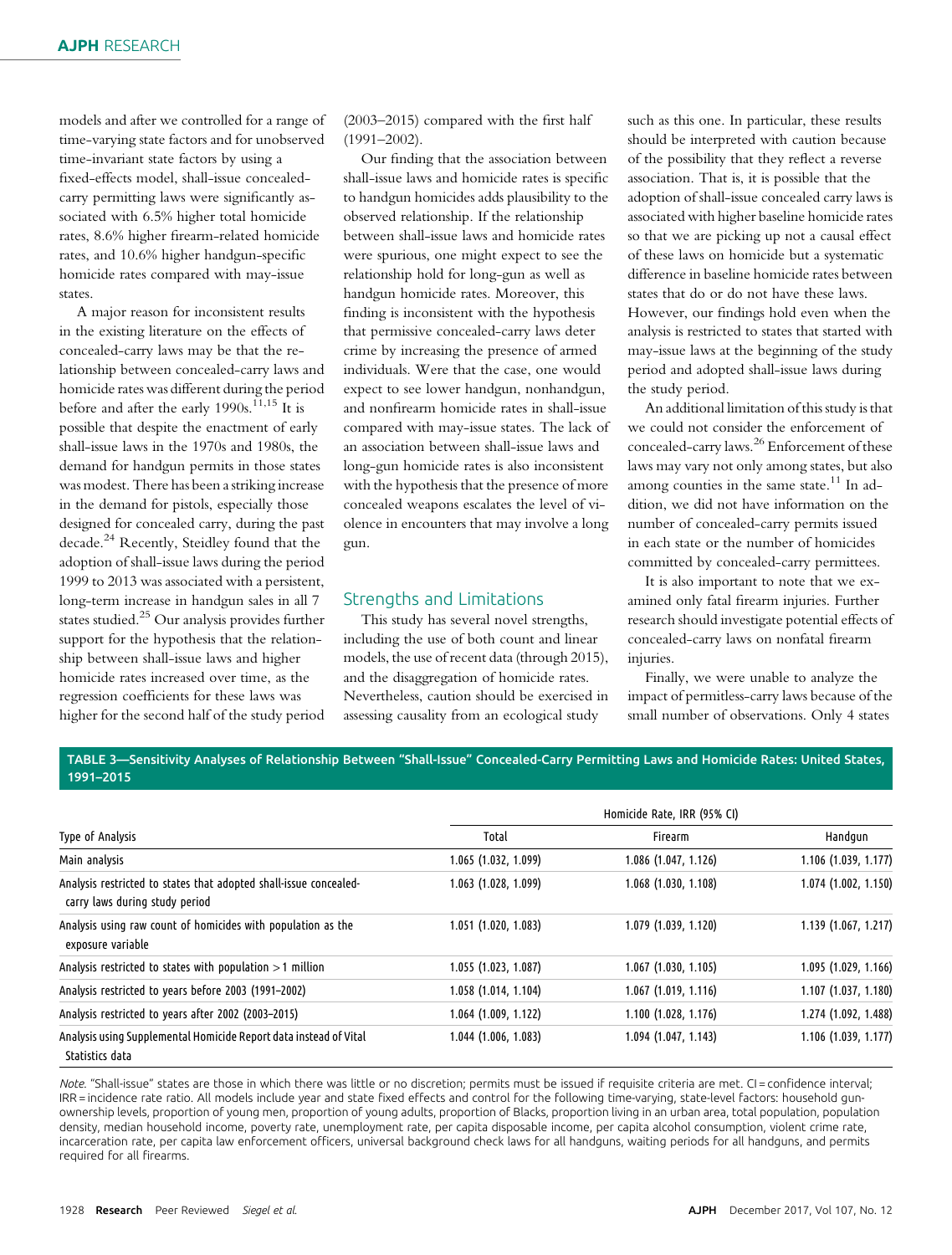models and after we controlled for a range of time-varying state factors and for unobserved time-invariant state factors by using a fixed-effects model, shall-issue concealed-carry permitting laws were significantly associated with 6.5% higher total homicide rates, 8.6% higher firearm-related homicide rates, and 10.6% higher handgun-specific homicide rates compared with may-issue states.

A major reason for inconsistent results in the existing literature on the effects of concealed-carry laws may be that the relationship between concealed-carry laws and homicide rates was different during the period before and after the early 1990s.[11,15] It is possible that despite the enactment of early shall-issue laws in the 1970s and 1980s, the demand for handgun permits in those states was modest. There has been a striking increase in the demand for pistols, especially those designed for concealed carry, during the past decade.[24] Recently, Steidley found that the adoption of shall-issue laws during the period 1999 to 2013 was associated with a persistent, long-term increase in handgun sales in all 7 states studied.[25] Our analysis provides further support for the hypothesis that the relationship between shall-issue laws and higher homicide rates increased over time, as the regression coefficients for these laws was higher for the second half of the study period (2003–2015) compared with the first half (1991–2002).

Our finding that the association between shall-issue laws and homicide rates is specific to handgun homicides adds plausibility to the observed relationship. If the relationship between shall-issue laws and homicide rates were spurious, one might expect to see the relationship hold for long-gun as well as handgun homicide rates. Moreover, this finding is inconsistent with the hypothesis that permissive concealed-carry laws deter crime by increasing the presence of armed individuals. Were that the case, one would expect to see lower handgun, nonhandgun, and nonfirearm homicide rates in shall-issue compared with may-issue states. The lack of an association between shall-issue laws and long-gun homicide rates is also inconsistent with the hypothesis that the presence of more concealed weapons escalates the level of violence in encounters that may involve a long gun.

## Strengths and Limitations

This study has several novel strengths, including the use of both count and linear models, the use of recent data (through 2015), and the disaggregation of homicide rates. Nevertheless, caution should be exercised in assessing causality from an ecological study such as this one. In particular, these results should be interpreted with caution because of the possibility that they reflect a reverse association. That is, it is possible that the adoption of shall-issue concealed carry laws is associated with higher baseline homicide rates so that we are picking up not a causal effect of these laws on homicide but a systematic difference in baseline homicide rates between states that do or do not have these laws. However, our findings hold even when the analysis is restricted to states that started with may-issue laws at the beginning of the study period and adopted shall-issue laws during the study period.

An additional limitation of this study is that we could not consider the enforcement of concealed-carry laws.[26] Enforcement of these laws may vary not only among states, but also among counties in the same state.[11] In addition, we did not have information on the number of concealed-carry permits issued in each state or the number of homicides committed by concealed-carry permittees.

It is also important to note that we examined only fatal firearm injuries. Further research should investigate potential effects of concealed-carry laws on nonfatal firearm injuries.

Finally, we were unable to analyze the impact of permitless-carry laws because of the small number of observations. Only 4 states

**TABLE 3—Sensitivity Analyses of Relationship Between "Shall-Issue" Concealed-Carry Permitting Laws and Homicide Rates: United States, 1991–2015**

| Type of Analysis | Homicide Rate, IRR (95% CI) | | |
|---|---|---|---|
| | Total | Firearm | Handgun |
| Main analysis | 1.065 (1.032, 1.099) | 1.086 (1.047, 1.126) | 1.106 (1.039, 1.177) |
| Analysis restricted to states that adopted shall-issue concealed-carry laws during study period | 1.063 (1.028, 1.099) | 1.068 (1.030, 1.108) | 1.074 (1.002, 1.150) |
| Analysis using raw count of homicides with population as the exposure variable | 1.051 (1.020, 1.083) | 1.079 (1.039, 1.120) | 1.139 (1.067, 1.217) |
| Analysis restricted to states with population > 1 million | 1.055 (1.023, 1.087) | 1.067 (1.030, 1.105) | 1.095 (1.029, 1.166) |
| Analysis restricted to years before 2003 (1991–2002) | 1.058 (1.014, 1.104) | 1.067 (1.019, 1.116) | 1.107 (1.037, 1.180) |
| Analysis restricted to years after 2002 (2003–2015) | 1.064 (1.009, 1.122) | 1.100 (1.028, 1.176) | 1.274 (1.092, 1.488) |
| Analysis using Supplemental Homicide Report data instead of Vital Statistics data | 1.044 (1.006, 1.083) | 1.094 (1.047, 1.143) | 1.106 (1.039, 1.177) |

*Note.* "Shall-issue" states are those in which there was little or no discretion; permits must be issued if requisite criteria are met. CI = confidence interval; IRR = incidence rate ratio. All models include year and state fixed effects and control for the following time-varying, state-level factors: household gun-ownership levels, proportion of young men, proportion of young adults, proportion of Blacks, proportion living in an urban area, total population, population density, median household income, poverty rate, unemployment rate, per capita disposable income, per capita alcohol consumption, violent crime rate, incarceration rate, per capita law enforcement officers, universal background check laws for all handguns, waiting periods for all handguns, and permits required for all firearms.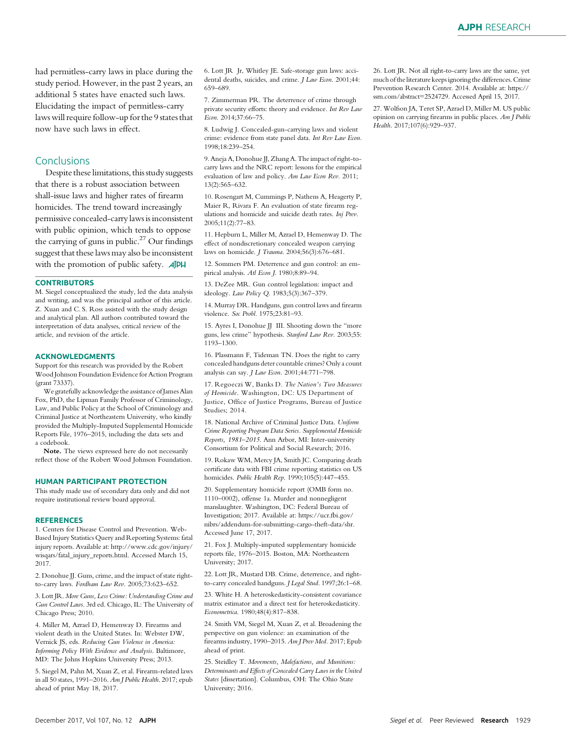had permitless-carry laws in place during the study period. However, in the past 2 years, an additional 5 states have enacted such laws. Elucidating the impact of permitless-carry laws will require follow-up for the 9 states that now have such laws in effect.

## Conclusions

Despite these limitations, this study suggests that there is a robust association between shall-issue laws and higher rates of firearm homicides. The trend toward increasingly permissive concealed-carry laws is inconsistent with public opinion, which tends to oppose the carrying of guns in public.[27] Our findings suggest that these laws may also be inconsistent with the promotion of public safety.

### CONTRIBUTORS

M. Siegel conceptualized the study, led the data analysis and writing, and was the principal author of this article. Z. Xuan and C. S. Ross assisted with the study design and analytical plan. All authors contributed toward the interpretation of data analyses, critical review of the article, and revision of the article.

### ACKNOWLEDGMENTS

Support for this research was provided by the Robert Wood Johnson Foundation Evidence for Action Program (grant 73337).

We gratefully acknowledge the assistance of James Alan Fox, PhD, the Lipman Family Professor of Criminology, Law, and Public Policy at the School of Criminology and Criminal Justice at Northeastern University, who kindly provided the Multiply-Imputed Supplemental Homicide Reports File, 1976–2015, including the data sets and a codebook.

**Note.** The views expressed here do not necessarily reflect those of the Robert Wood Johnson Foundation.

### HUMAN PARTICIPANT PROTECTION

This study made use of secondary data only and did not require institutional review board approval.

### REFERENCES

1. Centers for Disease Control and Prevention. Web-Based Injury Statistics Query and Reporting Systems: fatal injury reports. Available at: http://www.cdc.gov/injury/wisqars/fatal_injury_reports.html. Accessed March 15, 2017.

2. Donohue JJ. Guns, crime, and the impact of state right-to-carry laws. *Fordham Law Rev*. 2005;73:623–652.

3. Lott JR. *More Guns, Less Crime: Understanding Crime and Gun Control Laws*. 3rd ed. Chicago, IL: The University of Chicago Press; 2010.

4. Miller M, Azrael D, Hemenway D. Firearms and violent death in the United States. In: Webster DW, Vernick JS, eds. *Reducing Gun Violence in America: Informing Policy With Evidence and Analysis*. Baltimore, MD: The Johns Hopkins University Press; 2013.

5. Siegel M, Pahn M, Xuan Z, et al. Firearm-related laws in all 50 states, 1991–2016. *Am J Public Health*. 2017; epub ahead of print May 18, 2017.

6. Lott JR Jr, Whitley JE. Safe-storage gun laws: accidental deaths, suicides, and crime. *J Law Econ*. 2001;44:659–689.

7. Zimmerman PR. The deterrence of crime through private security efforts: theory and evidence. *Int Rev Law Econ*. 2014;37:66–75.

8. Ludwig J. Concealed-gun-carrying laws and violent crime: evidence from state panel data. *Int Rev Law Econ*. 1998;18:239–254.

9. Aneja A, Donohue JJ, Zhang A. The impact of right-to-carry laws and the NRC report: lessons for the empirical evaluation of law and policy. *Am Law Econ Rev*. 2011;13(2):565–632.

10. Rosengart M, Cummings P, Nathens A, Heagerty P, Maier R, Rivara F. An evaluation of state firearm regulations and homicide and suicide death rates. *Inj Prev*. 2005;11(2):77–83.

11. Hepburn L, Miller M, Azrael D, Hemenway D. The effect of nondiscretionary concealed weapon carrying laws on homicide. *J Trauma*. 2004;56(3):676–681.

12. Sommers PM. Deterrence and gun control: an empirical analysis. *Atl Econ J*. 1980;8:89–94.

13. DeZee MR. Gun control legislation: impact and ideology. *Law Policy Q*. 1983;5(3):367–379.

14. Murray DR. Handguns, gun control laws and firearm violence. *Soc Probl*. 1975;23:81–93.

15. Ayres I, Donohue JJ III. Shooting down the "more guns, less crime" hypothesis. *Stanford Law Rev*. 2003;55:1193–1300.

16. Plassmann F, Tideman TN. Does the right to carry concealed handguns deter countable crimes? Only a count analysis can say. *J Law Econ*. 2001;44:771–798.

17. Regoeczi W, Banks D. *The Nation's Two Measures of Homicide*. Washington, DC: US Department of Justice, Office of Justice Programs, Bureau of Justice Studies; 2014.

18. National Archive of Criminal Justice Data. *Uniform Crime Reporting Program Data Series. Supplemental Homicide Reports, 1981–2015*. Ann Arbor, MI: Inter-university Consortium for Political and Social Research; 2016.

19. Rokaw WM, Mercy JA, Smith JC. Comparing death certificate data with FBI crime reporting statistics on US homicides. *Public Health Rep*. 1990;105(5):447–455.

20. Supplementary homicide report (OMB form no. 1110–0002), offense 1a. Murder and nonnegligent manslaughter. Washington, DC: Federal Bureau of Investigation; 2017. Available at: https://ucr.fbi.gov/nibrs/addendum-for-submitting-cargo-theft-data/shr. Accessed June 17, 2017.

21. Fox J. Multiply-imputed supplementary homicide reports file, 1976–2015. Boston, MA: Northeastern University; 2017.

22. Lott JR, Mustard DB. Crime, deterrence, and right-to-carry concealed handguns. *J Legal Stud*. 1997;26:1–68.

23. White H. A heteroskedasticity-consistent covariance matrix estimator and a direct test for heteroskedasticity. *Econometrica*. 1980;48(4):817–838.

24. Smith VM, Siegel M, Xuan Z, et al. Broadening the perspective on gun violence: an examination of the firearms industry, 1990–2015. *Am J Prev Med*. 2017; Epub ahead of print.

25. Steidley T. *Movements, Malefactions, and Munitions: Determinants and Effects of Concealed Carry Laws in the United States* [dissertation]. Columbus, OH: The Ohio State University; 2016.

26. Lott JR. Not all right-to-carry laws are the same, yet much of the literature keeps ignoring the differences. Crime Prevention Research Center. 2014. Available at: https://ssrn.com/abstract=2524729. Accessed April 15, 2017.

27. Wolfson JA, Teret SP, Azrael D, Miller M. US public opinion on carrying firearms in public places. *Am J Public Health*. 2017;107(6):929–937.